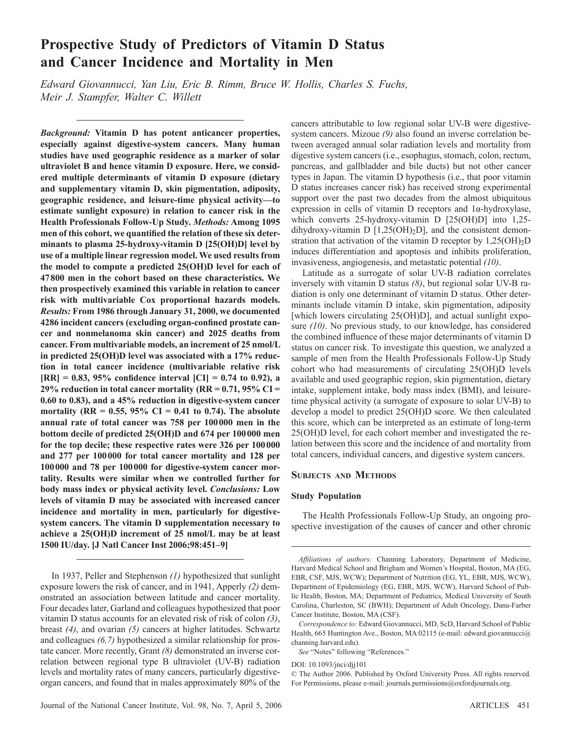# Prospective Study of Predictors of Vitamin D Status and Cancer Incidence and Mortality in Men

*Edward Giovannucci, Yan Liu, Eric B. Rimm, Bruce W. Hollis, Charles S. Fuchs, Meir J. Stampfer, Walter C. Willett*

***Background:*** **Vitamin D has potent anticancer properties, especially against digestive-system cancers. Many human studies have used geographic residence as a marker of solar ultraviolet B and hence vitamin D exposure. Here, we considered multiple determinants of vitamin D exposure (dietary and supplementary vitamin D, skin pigmentation, adiposity, geographic residence, and leisure-time physical activity—to estimate sunlight exposure) in relation to cancer risk in the Health Professionals Follow-Up Study.** ***Methods:*** **Among 1095 men of this cohort, we quantified the relation of these six determinants to plasma 25-hydroxy-vitamin D [25(OH)D] level by use of a multiple linear regression model. We used results from the model to compute a predicted 25(OH)D level for each of 47 800 men in the cohort based on these characteristics. We then prospectively examined this variable in relation to cancer risk with multivariable Cox proportional hazards models.** ***Results:*** **From 1986 through January 31, 2000, we documented 4286 incident cancers (excluding organ-confined prostate cancer and nonmelanoma skin cancer) and 2025 deaths from cancer. From multivariable models, an increment of 25 nmol/L in predicted 25(OH)D level was associated with a 17% reduction in total cancer incidence (multivariable relative risk [RR] = 0.83, 95% confidence interval [CI] = 0.74 to 0.92), a 29% reduction in total cancer mortality (RR = 0.71, 95% CI = 0.60 to 0.83), and a 45% reduction in digestive-system cancer mortality (RR = 0.55, 95% CI = 0.41 to 0.74). The absolute annual rate of total cancer was 758 per 100 000 men in the bottom decile of predicted 25(OH)D and 674 per 100 000 men for the top decile; these respective rates were 326 per 100 000 and 277 per 100 000 for total cancer mortality and 128 per 100 000 and 78 per 100 000 for digestive-system cancer mortality. Results were similar when we controlled further for body mass index or physical activity level.** ***Conclusions:*** **Low levels of vitamin D may be associated with increased cancer incidence and mortality in men, particularly for digestive-system cancers. The vitamin D supplementation necessary to achieve a 25(OH)D increment of 25 nmol/L may be at least 1500 IU/day. [J Natl Cancer Inst 2006;98:451–9]**

In 1937, Peller and Stephenson *(1)* hypothesized that sunlight exposure lowers the risk of cancer, and in 1941, Apperly *(2)* demonstrated an association between latitude and cancer mortality. Four decades later, Garland and colleagues hypothesized that poor vitamin D status accounts for an elevated risk of risk of colon *(3)*, breast *(4)*, and ovarian *(5)* cancers at higher latitudes. Schwartz and colleagues *(6,7)* hypothesized a similar relationship for prostate cancer. More recently, Grant *(8)* demonstrated an inverse correlation between regional type B ultraviolet (UV-B) radiation levels and mortality rates of many cancers, particularly digestive-organ cancers, and found that in males approximately 80% of the cancers attributable to low regional solar UV-B were digestive-system cancers. Mizoue *(9)* also found an inverse correlation between averaged annual solar radiation levels and mortality from digestive system cancers (i.e., esophagus, stomach, colon, rectum, pancreas, and gallbladder and bile ducts) but not other cancer types in Japan. The vitamin D hypothesis (i.e., that poor vitamin D status increases cancer risk) has received strong experimental support over the past two decades from the almost ubiquitous expression in cells of vitamin D receptors and 1α-hydroxylase, which converts 25-hydroxy-vitamin D [25(OH)D] into 1,25-dihydroxy-vitamin D [$1,25(OH)_2D$], and the consistent demonstration that activation of the vitamin D receptor by $1,25(OH)_2D$ induces differentiation and apoptosis and inhibits proliferation, invasiveness, angiogenesis, and metastatic potential *(10)*.

Latitude as a surrogate of solar UV-B radiation correlates inversely with vitamin D status *(8)*, but regional solar UV-B radiation is only one determinant of vitamin D status. Other determinants include vitamin D intake, skin pigmentation, adiposity [which lowers circulating 25(OH)D], and actual sunlight exposure *(10)*. No previous study, to our knowledge, has considered the combined influence of these major determinants of vitamin D status on cancer risk. To investigate this question, we analyzed a sample of men from the Health Professionals Follow-Up Study cohort who had measurements of circulating 25(OH)D levels available and used geographic region, skin pigmentation, dietary intake, supplement intake, body mass index (BMI), and leisure-time physical activity (a surrogate of exposure to solar UV-B) to develop a model to predict 25(OH)D score. We then calculated this score, which can be interpreted as an estimate of long-term 25(OH)D level, for each cohort member and investigated the relation between this score and the incidence of and mortality from total cancers, individual cancers, and digestive system cancers.

## Subjects and Methods

### Study Population

The Health Professionals Follow-Up Study, an ongoing prospective investigation of the causes of cancer and other chronic

*Affiliations of authors:* Channing Laboratory, Department of Medicine, Harvard Medical School and Brigham and Women's Hospital, Boston, MA (EG, EBR, CSF, MJS, WCW); Department of Nutrition (EG, YL, EBR, MJS, WCW), Department of Epidemiology (EG, EBR, MJS, WCW), Harvard School of Public Health, Boston, MA; Department of Pediatrics, Medical University of South Carolina, Charleston, SC (BWH); Department of Adult Oncology, Dana-Farber Cancer Institute, Boston, MA (CSF).

*Correspondence to:* Edward Giovannucci, MD, ScD, Harvard School of Public Health, 665 Huntington Ave., Boston, MA 02115 (e-mail: edward.giovannucci@channing.harvard.edu).

*See* "Notes" following "References."

DOI: 10.1093/jnci/djj101

© The Author 2006. Published by Oxford University Press. All rights reserved. For Permissions, please e-mail: journals.permissions@oxfordjournals.org.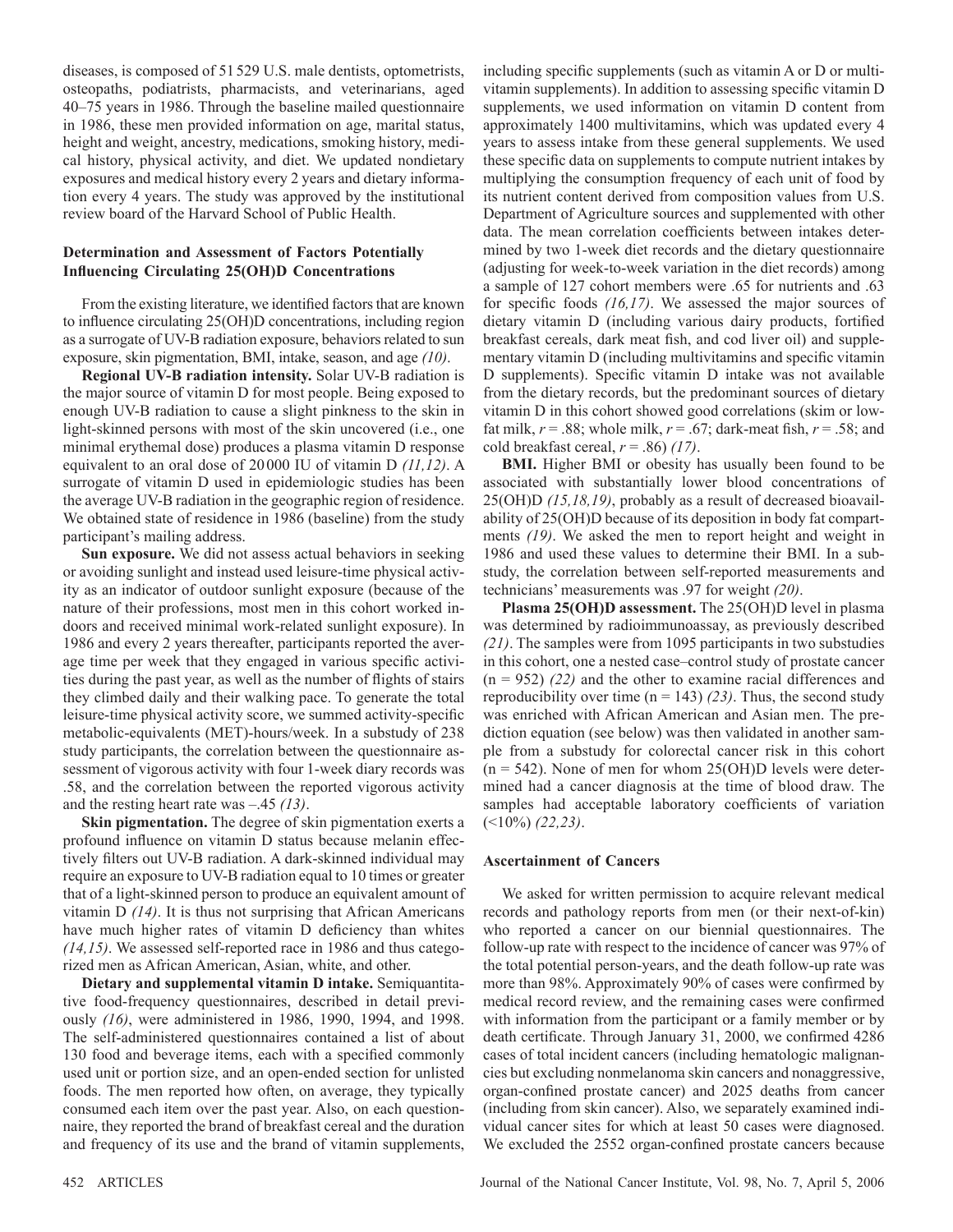diseases, is composed of 51 529 U.S. male dentists, optometrists, osteopaths, podiatrists, pharmacists, and veterinarians, aged 40–75 years in 1986. Through the baseline mailed questionnaire in 1986, these men provided information on age, marital status, height and weight, ancestry, medications, smoking history, medical history, physical activity, and diet. We updated nondietary exposures and medical history every 2 years and dietary information every 4 years. The study was approved by the institutional review board of the Harvard School of Public Health.

### Determination and Assessment of Factors Potentially Influencing Circulating 25(OH)D Concentrations

From the existing literature, we identified factors that are known to influence circulating 25(OH)D concentrations, including region as a surrogate of UV-B radiation exposure, behaviors related to sun exposure, skin pigmentation, BMI, intake, season, and age *(10)*.

**Regional UV-B radiation intensity.** Solar UV-B radiation is the major source of vitamin D for most people. Being exposed to enough UV-B radiation to cause a slight pinkness to the skin in light-skinned persons with most of the skin uncovered (i.e., one minimal erythemal dose) produces a plasma vitamin D response equivalent to an oral dose of 20 000 IU of vitamin D *(11,12)*. A surrogate of vitamin D used in epidemiologic studies has been the average UV-B radiation in the geographic region of residence. We obtained state of residence in 1986 (baseline) from the study participant's mailing address.

**Sun exposure.** We did not assess actual behaviors in seeking or avoiding sunlight and instead used leisure-time physical activity as an indicator of outdoor sunlight exposure (because of the nature of their professions, most men in this cohort worked indoors and received minimal work-related sunlight exposure). In 1986 and every 2 years thereafter, participants reported the average time per week that they engaged in various specific activities during the past year, as well as the number of flights of stairs they climbed daily and their walking pace. To generate the total leisure-time physical activity score, we summed activity-specific metabolic-equivalents (MET)-hours/week. In a substudy of 238 study participants, the correlation between the questionnaire assessment of vigorous activity with four 1-week diary records was .58, and the correlation between the reported vigorous activity and the resting heart rate was –.45 *(13)*.

**Skin pigmentation.** The degree of skin pigmentation exerts a profound influence on vitamin D status because melanin effectively filters out UV-B radiation. A dark-skinned individual may require an exposure to UV-B radiation equal to 10 times or greater that of a light-skinned person to produce an equivalent amount of vitamin D *(14)*. It is thus not surprising that African Americans have much higher rates of vitamin D deficiency than whites *(14,15)*. We assessed self-reported race in 1986 and thus categorized men as African American, Asian, white, and other.

**Dietary and supplemental vitamin D intake.** Semiquantitative food-frequency questionnaires, described in detail previously *(16)*, were administered in 1986, 1990, 1994, and 1998. The self-administered questionnaires contained a list of about 130 food and beverage items, each with a specified commonly used unit or portion size, and an open-ended section for unlisted foods. The men reported how often, on average, they typically consumed each item over the past year. Also, on each questionnaire, they reported the brand of breakfast cereal and the duration and frequency of its use and the brand of vitamin supplements, including specific supplements (such as vitamin A or D or multivitamin supplements). In addition to assessing specific vitamin D supplements, we used information on vitamin D content from approximately 1400 multivitamins, which was updated every 4 years to assess intake from these general supplements. We used these specific data on supplements to compute nutrient intakes by multiplying the consumption frequency of each unit of food by its nutrient content derived from composition values from U.S. Department of Agriculture sources and supplemented with other data. The mean correlation coefficients between intakes determined by two 1-week diet records and the dietary questionnaire (adjusting for week-to-week variation in the diet records) among a sample of 127 cohort members were .65 for nutrients and .63 for specific foods *(16,17)*. We assessed the major sources of dietary vitamin D (including various dairy products, fortified breakfast cereals, dark meat fish, and cod liver oil) and supplementary vitamin D (including multivitamins and specific vitamin D supplements). Specific vitamin D intake was not available from the dietary records, but the predominant sources of dietary vitamin D in this cohort showed good correlations (skim or low-fat milk, $r = .88$; whole milk, $r = .67$; dark-meat fish, $r = .58$; and cold breakfast cereal, $r = .86$) *(17)*.

**BMI.** Higher BMI or obesity has usually been found to be associated with substantially lower blood concentrations of 25(OH)D *(15,18,19)*, probably as a result of decreased bioavailability of 25(OH)D because of its deposition in body fat compartments *(19)*. We asked the men to report height and weight in 1986 and used these values to determine their BMI. In a substudy, the correlation between self-reported measurements and technicians' measurements was .97 for weight *(20)*.

**Plasma 25(OH)D assessment.** The 25(OH)D level in plasma was determined by radioimmunoassay, as previously described *(21)*. The samples were from 1095 participants in two substudies in this cohort, one a nested case–control study of prostate cancer (n = 952) *(22)* and the other to examine racial differences and reproducibility over time (n = 143) *(23)*. Thus, the second study was enriched with African American and Asian men. The prediction equation (see below) was then validated in another sample from a substudy for colorectal cancer risk in this cohort (n = 542). None of men for whom 25(OH)D levels were determined had a cancer diagnosis at the time of blood draw. The samples had acceptable laboratory coefficients of variation (<10%) *(22,23)*.

### Ascertainment of Cancers

We asked for written permission to acquire relevant medical records and pathology reports from men (or their next-of-kin) who reported a cancer on our biennial questionnaires. The follow-up rate with respect to the incidence of cancer was 97% of the total potential person-years, and the death follow-up rate was more than 98%. Approximately 90% of cases were confirmed by medical record review, and the remaining cases were confirmed with information from the participant or a family member or by death certificate. Through January 31, 2000, we confirmed 4286 cases of total incident cancers (including hematologic malignancies but excluding nonmelanoma skin cancers and nonaggressive, organ-confined prostate cancer) and 2025 deaths from cancer (including from skin cancer). Also, we separately examined individual cancer sites for which at least 50 cases were diagnosed. We excluded the 2552 organ-confined prostate cancers because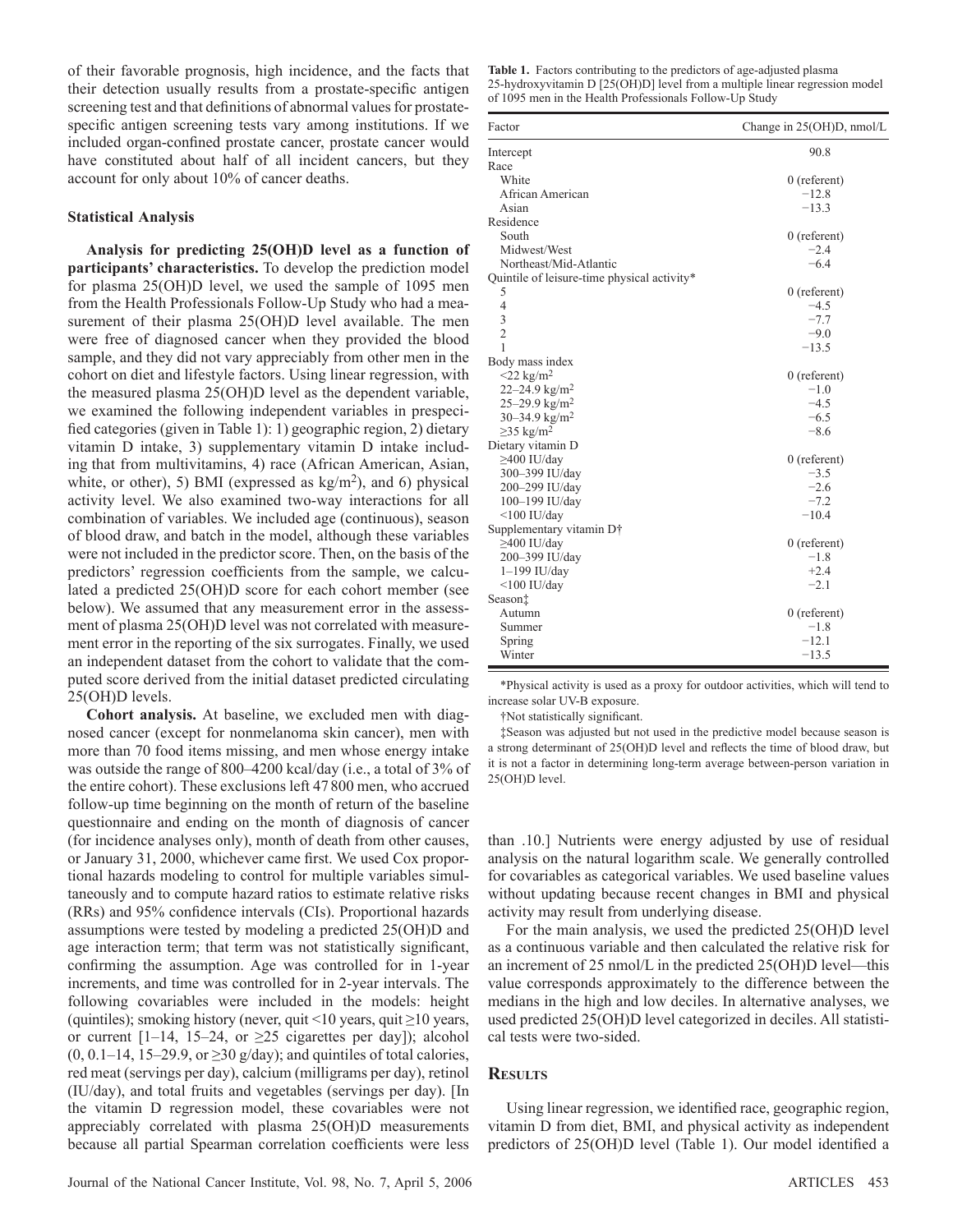of their favorable prognosis, high incidence, and the facts that their detection usually results from a prostate-specific antigen screening test and that definitions of abnormal values for prostate-specific antigen screening tests vary among institutions. If we included organ-confined prostate cancer, prostate cancer would have constituted about half of all incident cancers, but they account for only about 10% of cancer deaths.

### Statistical Analysis

**Analysis for predicting 25(OH)D level as a function of participants' characteristics.** To develop the prediction model for plasma 25(OH)D level, we used the sample of 1095 men from the Health Professionals Follow-Up Study who had a measurement of their plasma 25(OH)D level available. The men were free of diagnosed cancer when they provided the blood sample, and they did not vary appreciably from other men in the cohort on diet and lifestyle factors. Using linear regression, with the measured plasma 25(OH)D level as the dependent variable, we examined the following independent variables in prespecified categories (given in Table 1): 1) geographic region, 2) dietary vitamin D intake, 3) supplementary vitamin D intake including that from multivitamins, 4) race (African American, Asian, white, or other), 5) BMI (expressed as kg/m$^2$), and 6) physical activity level. We also examined two-way interactions for all combination of variables. We included age (continuous), season of blood draw, and batch in the model, although these variables were not included in the predictor score. Then, on the basis of the predictors' regression coefficients from the sample, we calculated a predicted 25(OH)D score for each cohort member (see below). We assumed that any measurement error in the assessment of plasma 25(OH)D level was not correlated with measurement error in the reporting of the six surrogates. Finally, we used an independent dataset from the cohort to validate that the computed score derived from the initial dataset predicted circulating 25(OH)D levels.

**Cohort analysis.** At baseline, we excluded men with diagnosed cancer (except for nonmelanoma skin cancer), men with more than 70 food items missing, and men whose energy intake was outside the range of 800–4200 kcal/day (i.e., a total of 3% of the entire cohort). These exclusions left 47 800 men, who accrued follow-up time beginning on the month of return of the baseline questionnaire and ending on the month of diagnosis of cancer (for incidence analyses only), month of death from other causes, or January 31, 2000, whichever came first. We used Cox proportional hazards modeling to control for multiple variables simultaneously and to compute hazard ratios to estimate relative risks (RRs) and 95% confidence intervals (CIs). Proportional hazards assumptions were tested by modeling a predicted 25(OH)D and age interaction term; that term was not statistically significant, confirming the assumption. Age was controlled for in 1-year increments, and time was controlled for in 2-year intervals. The following covariables were included in the models: height (quintiles); smoking history (never, quit <10 years, quit ≥10 years, or current [1–14, 15–24, or ≥25 cigarettes per day]); alcohol (0, 0.1–14, 15–29.9, or ≥30 g/day); and quintiles of total calories, red meat (servings per day), calcium (milligrams per day), retinol (IU/day), and total fruits and vegetables (servings per day). [In the vitamin D regression model, these covariables were not appreciably correlated with plasma 25(OH)D measurements because all partial Spearman correlation coefficients were less than .10.] Nutrients were energy adjusted by use of residual analysis on the natural logarithm scale. We generally controlled for covariables as categorical variables. We used baseline values without updating because recent changes in BMI and physical activity may result from underlying disease.

For the main analysis, we used the predicted 25(OH)D level as a continuous variable and then calculated the relative risk for an increment of 25 nmol/L in the predicted 25(OH)D level—this value corresponds approximately to the difference between the medians in the high and low deciles. In alternative analyses, we used predicted 25(OH)D level categorized in deciles. All statistical tests were two-sided.

**Table 1.** Factors contributing to the predictors of age-adjusted plasma 25-hydroxyvitamin D [25(OH)D] level from a multiple linear regression model of 1095 men in the Health Professionals Follow-Up Study

| Factor | Change in 25(OH)D, nmol/L |
|---|---|
| Intercept | 90.8 |
| Race | |
| White | 0 (referent) |
| African American | −12.8 |
| Asian | −13.3 |
| Residence | |
| South | 0 (referent) |
| Midwest/West | −2.4 |
| Northeast/Mid-Atlantic | −6.4 |
| Quintile of leisure-time physical activity* | |
| 5 | 0 (referent) |
| 4 | −4.5 |
| 3 | −7.7 |
| 2 | −9.0 |
| 1 | −13.5 |
| Body mass index | |
| <22 kg/m$^2$ | 0 (referent) |
| 22–24.9 kg/m$^2$ | −1.0 |
| 25–29.9 kg/m$^2$ | −4.5 |
| 30–34.9 kg/m$^2$ | −6.5 |
| ≥35 kg/m$^2$ | −8.6 |
| Dietary vitamin D | |
| ≥400 IU/day | 0 (referent) |
| 300–399 IU/day | −3.5 |
| 200–299 IU/day | −2.6 |
| 100–199 IU/day | −7.2 |
| <100 IU/day | −10.4 |
| Supplementary vitamin D† | |
| ≥400 IU/day | 0 (referent) |
| 200–399 IU/day | −1.8 |
| 1–199 IU/day | +2.4 |
| <100 IU/day | −2.1 |
| Season‡ | |
| Autumn | 0 (referent) |
| Summer | −1.8 |
| Spring | −12.1 |
| Winter | −13.5 |

*Physical activity is used as a proxy for outdoor activities, which will tend to increase solar UV-B exposure.

†Not statistically significant.

‡Season was adjusted but not used in the predictive model because season is a strong determinant of 25(OH)D level and reflects the time of blood draw, but it is not a factor in determining long-term average between-person variation in 25(OH)D level.

## Results

Using linear regression, we identified race, geographic region, vitamin D from diet, BMI, and physical activity as independent predictors of 25(OH)D level (Table 1). Our model identified a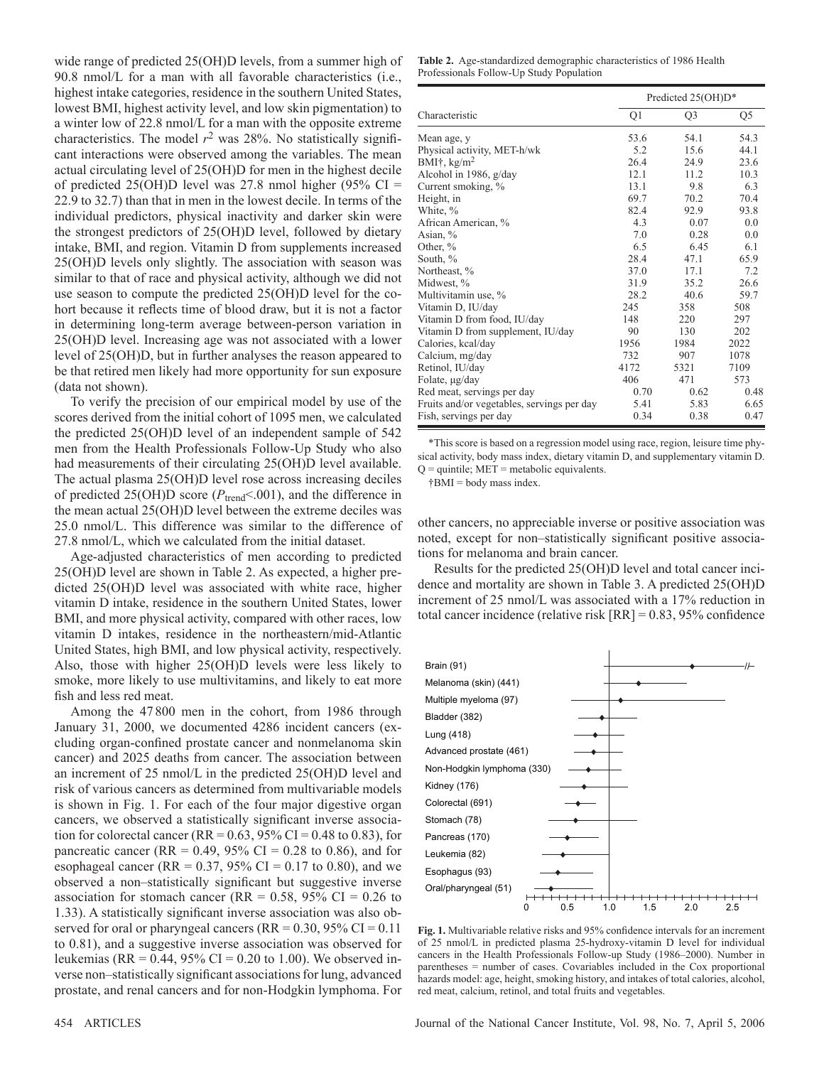wide range of predicted 25(OH)D levels, from a summer high of 90.8 nmol/L for a man with all favorable characteristics (i.e., highest intake categories, residence in the southern United States, lowest BMI, highest activity level, and low skin pigmentation) to a winter low of 22.8 nmol/L for a man with the opposite extreme characteristics. The model $r^2$ was 28%. No statistically significant interactions were observed among the variables. The mean actual circulating level of 25(OH)D for men in the highest decile of predicted 25(OH)D level was 27.8 nmol higher (95% CI = 22.9 to 32.7) than that in men in the lowest decile. In terms of the individual predictors, physical inactivity and darker skin were the strongest predictors of 25(OH)D level, followed by dietary intake, BMI, and region. Vitamin D from supplements increased 25(OH)D levels only slightly. The association with season was similar to that of race and physical activity, although we did not use season to compute the predicted 25(OH)D level for the cohort because it reflects time of blood draw, but it is not a factor in determining long-term average between-person variation in 25(OH)D level. Increasing age was not associated with a lower level of 25(OH)D, but in further analyses the reason appeared to be that retired men likely had more opportunity for sun exposure (data not shown).

To verify the precision of our empirical model by use of the scores derived from the initial cohort of 1095 men, we calculated the predicted 25(OH)D level of an independent sample of 542 men from the Health Professionals Follow-Up Study who also had measurements of their circulating 25(OH)D level available. The actual plasma 25(OH)D level rose across increasing deciles of predicted 25(OH)D score ($P_{trend}$<.001), and the difference in the mean actual 25(OH)D level between the extreme deciles was 25.0 nmol/L. This difference was similar to the difference of 27.8 nmol/L, which we calculated from the initial dataset.

Age-adjusted characteristics of men according to predicted 25(OH)D level are shown in Table 2. As expected, a higher predicted 25(OH)D level was associated with white race, higher vitamin D intake, residence in the southern United States, lower BMI, and more physical activity, compared with other races, low vitamin D intakes, residence in the northeastern/mid-Atlantic United States, high BMI, and low physical activity, respectively. Also, those with higher 25(OH)D levels were less likely to smoke, more likely to use multivitamins, and likely to eat more fish and less red meat.

Among the 47 800 men in the cohort, from 1986 through January 31, 2000, we documented 4286 incident cancers (excluding organ-confined prostate cancer and nonmelanoma skin cancer) and 2025 deaths from cancer. The association between an increment of 25 nmol/L in the predicted 25(OH)D level and risk of various cancers as determined from multivariable models is shown in Fig. 1. For each of the four major digestive organ cancers, we observed a statistically significant inverse association for colorectal cancer (RR = 0.63, 95% CI = 0.48 to 0.83), for pancreatic cancer (RR = 0.49, 95% CI = 0.28 to 0.86), and for esophageal cancer (RR = 0.37, 95% CI = 0.17 to 0.80), and we observed a non–statistically significant but suggestive inverse association for stomach cancer (RR = 0.58, 95% CI = 0.26 to 1.33). A statistically significant inverse association was also observed for oral or pharyngeal cancers (RR = 0.30, 95% CI = 0.11 to 0.81), and a suggestive inverse association was observed for leukemias (RR = 0.44, 95% CI = 0.20 to 1.00). We observed inverse non–statistically significant associations for lung, advanced prostate, and renal cancers and for non-Hodgkin lymphoma. For other cancers, no appreciable inverse or positive association was noted, except for non–statistically significant positive associations for melanoma and brain cancer.

Results for the predicted 25(OH)D level and total cancer incidence and mortality are shown in Table 3. A predicted 25(OH)D increment of 25 nmol/L was associated with a 17% reduction in total cancer incidence (relative risk [RR] = 0.83, 95% confidence

**Table 2.** Age-standardized demographic characteristics of 1986 Health Professionals Follow-Up Study Population

| Characteristic | Predicted 25(OH)D* | | |
|---|---|---|---|
| | Q1 | Q3 | Q5 |
| Mean age, y | 53.6 | 54.1 | 54.3 |
| Physical activity, MET-h/wk | 5.2 | 15.6 | 44.1 |
| BMI†, kg/m$^2$ | 26.4 | 24.9 | 23.6 |
| Alcohol in 1986, g/day | 12.1 | 11.2 | 10.3 |
| Current smoking, % | 13.1 | 9.8 | 6.3 |
| Height, in | 69.7 | 70.2 | 70.4 |
| White, % | 82.4 | 92.9 | 93.8 |
| African American, % | 4.3 | 0.07 | 0.0 |
| Asian, % | 7.0 | 0.28 | 0.0 |
| Other, % | 6.5 | 6.45 | 6.1 |
| South, % | 28.4 | 47.1 | 65.9 |
| Northeast, % | 37.0 | 17.1 | 7.2 |
| Midwest, % | 31.9 | 35.2 | 26.6 |
| Multivitamin use, % | 28.2 | 40.6 | 59.7 |
| Vitamin D, IU/day | 245 | 358 | 508 |
| Vitamin D from food, IU/day | 148 | 220 | 297 |
| Vitamin D from supplement, IU/day | 90 | 130 | 202 |
| Calories, kcal/day | 1956 | 1984 | 2022 |
| Calcium, mg/day | 732 | 907 | 1078 |
| Retinol, IU/day | 4172 | 5321 | 7109 |
| Folate, µg/day | 406 | 471 | 573 |
| Red meat, servings per day | 0.70 | 0.62 | 0.48 |
| Fruits and/or vegetables, servings per day | 5.41 | 5.83 | 6.65 |
| Fish, servings per day | 0.34 | 0.38 | 0.47 |

*This score is based on a regression model using race, region, leisure time physical activity, body mass index, dietary vitamin D, and supplementary vitamin D. Q = quintile; MET = metabolic equivalents.

†BMI = body mass index.

**Fig. 1.** Multivariable relative risks and 95% confidence intervals for an increment of 25 nmol/L in predicted plasma 25-hydroxy-vitamin D level for individual cancers in the Health Professionals Follow-up Study (1986–2000). Number in parentheses = number of cases. Covariables included in the Cox proportional hazards model: age, height, smoking history, and intakes of total calories, alcohol, red meat, calcium, retinol, and total fruits and vegetables.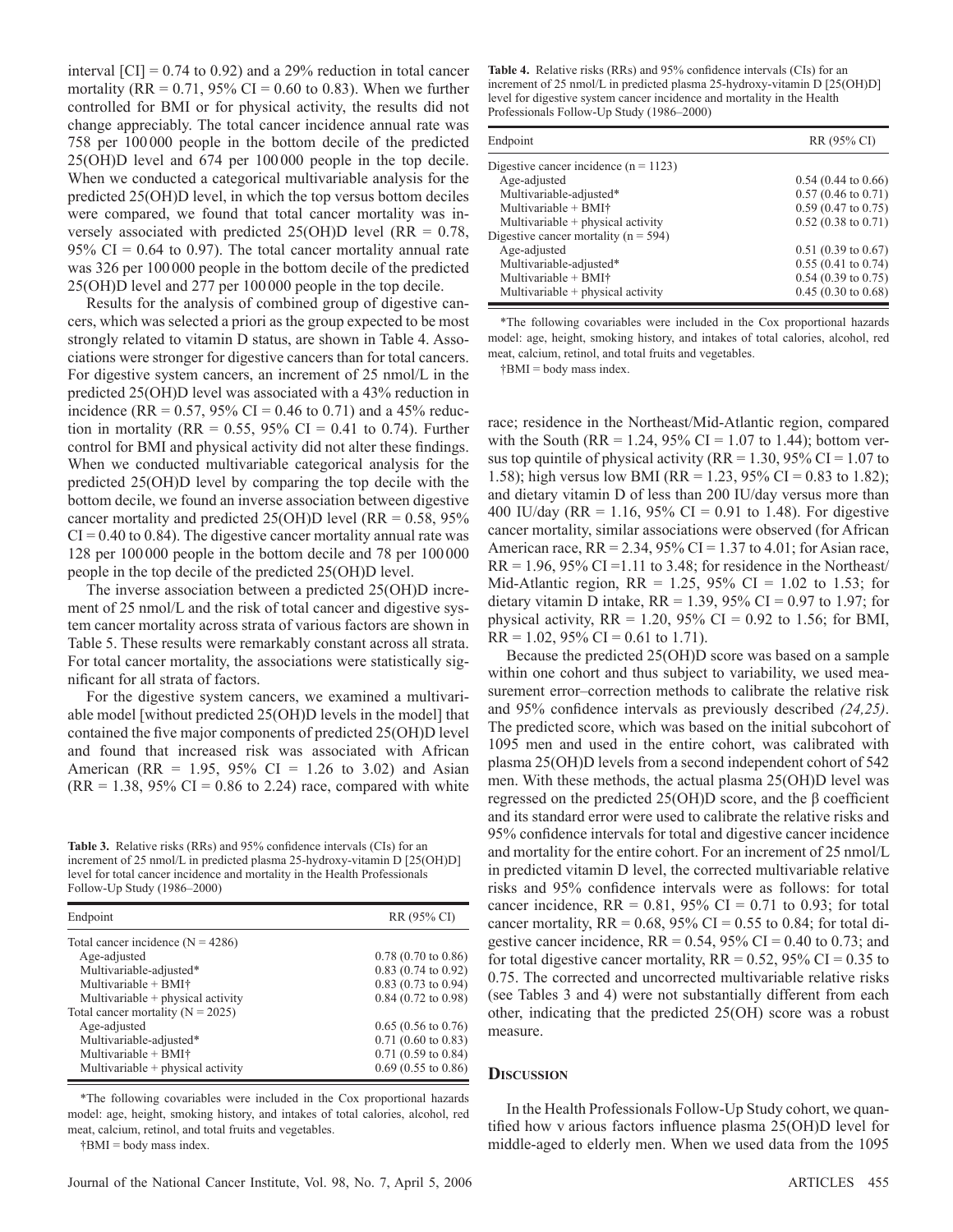interval [CI] = 0.74 to 0.92) and a 29% reduction in total cancer mortality (RR = 0.71, 95% CI = 0.60 to 0.83). When we further controlled for BMI or for physical activity, the results did not change appreciably. The total cancer incidence annual rate was 758 per 100 000 people in the bottom decile of the predicted 25(OH)D level and 674 per 100 000 people in the top decile. When we conducted a categorical multivariable analysis for the predicted 25(OH)D level, in which the top versus bottom deciles were compared, we found that total cancer mortality was inversely associated with predicted 25(OH)D level (RR = 0.78, 95% CI = 0.64 to 0.97). The total cancer mortality annual rate was 326 per 100 000 people in the bottom decile of the predicted 25(OH)D level and 277 per 100 000 people in the top decile.

Results for the analysis of combined group of digestive cancers, which was selected a priori as the group expected to be most strongly related to vitamin D status, are shown in Table 4. Associations were stronger for digestive cancers than for total cancers. For digestive system cancers, an increment of 25 nmol/L in the predicted 25(OH)D level was associated with a 43% reduction in incidence (RR = 0.57, 95% CI = 0.46 to 0.71) and a 45% reduction in mortality (RR = 0.55, 95% CI = 0.41 to 0.74). Further control for BMI and physical activity did not alter these findings. When we conducted multivariable categorical analysis for the predicted 25(OH)D level by comparing the top decile with the bottom decile, we found an inverse association between digestive cancer mortality and predicted 25(OH)D level (RR = 0.58, 95% CI = 0.40 to 0.84). The digestive cancer mortality annual rate was 128 per 100 000 people in the bottom decile and 78 per 100 000 people in the top decile of the predicted 25(OH)D level.

The inverse association between a predicted 25(OH)D increment of 25 nmol/L and the risk of total cancer and digestive system cancer mortality across strata of various factors are shown in Table 5. These results were remarkably constant across all strata. For total cancer mortality, the associations were statistically significant for all strata of factors.

For the digestive system cancers, we examined a multivariable model [without predicted 25(OH)D levels in the model] that contained the five major components of predicted 25(OH)D level and found that increased risk was associated with African American (RR = 1.95, 95% CI = 1.26 to 3.02) and Asian (RR = 1.38, 95% CI = 0.86 to 2.24) race, compared with white race; residence in the Northeast/Mid-Atlantic region, compared with the South (RR = 1.24, 95% CI = 1.07 to 1.44); bottom versus top quintile of physical activity (RR = 1.30, 95% CI = 1.07 to 1.58); high versus low BMI (RR = 1.23, 95% CI = 0.83 to 1.82); and dietary vitamin D of less than 200 IU/day versus more than 400 IU/day (RR = 1.16, 95% CI = 0.91 to 1.48). For digestive cancer mortality, similar associations were observed (for African American race, RR = 2.34, 95% CI = 1.37 to 4.01; for Asian race, RR = 1.96, 95% CI =1.11 to 3.48; for residence in the Northeast/ Mid-Atlantic region, RR = 1.25, 95% CI = 1.02 to 1.53; for dietary vitamin D intake, RR = 1.39, 95% CI = 0.97 to 1.97; for physical activity, RR = 1.20, 95% CI = 0.92 to 1.56; for BMI, RR = 1.02, 95% CI = 0.61 to 1.71).

Because the predicted 25(OH)D score was based on a sample within one cohort and thus subject to variability, we used measurement error–correction methods to calibrate the relative risk and 95% confidence intervals as previously described *(24,25)*. The predicted score, which was based on the initial subcohort of 1095 men and used in the entire cohort, was calibrated with plasma 25(OH)D levels from a second independent cohort of 542 men. With these methods, the actual plasma 25(OH)D level was regressed on the predicted 25(OH)D score, and the $\beta$ coefficient and its standard error were used to calibrate the relative risks and 95% confidence intervals for total and digestive cancer incidence and mortality for the entire cohort. For an increment of 25 nmol/L in predicted vitamin D level, the corrected multivariable relative risks and 95% confidence intervals were as follows: for total cancer incidence, RR = 0.81, 95% CI = 0.71 to 0.93; for total cancer mortality, RR = 0.68, 95% CI = 0.55 to 0.84; for total digestive cancer incidence, RR = 0.54, 95% CI = 0.40 to 0.73; and for total digestive cancer mortality, RR = 0.52, 95% CI = 0.35 to 0.75. The corrected and uncorrected multivariable relative risks (see Tables 3 and 4) were not substantially different from each other, indicating that the predicted 25(OH) score was a robust measure.

**Table 3.** Relative risks (RRs) and 95% confidence intervals (CIs) for an increment of 25 nmol/L in predicted plasma 25-hydroxy-vitamin D [25(OH)D] level for total cancer incidence and mortality in the Health Professionals Follow-Up Study (1986–2000)

| Endpoint | RR (95% CI) |
|---|---|
| Total cancer incidence (N = 4286) | |
| Age-adjusted | 0.78 (0.70 to 0.86) |
| Multivariable-adjusted* | 0.83 (0.74 to 0.92) |
| Multivariable + BMI† | 0.83 (0.73 to 0.94) |
| Multivariable + physical activity | 0.84 (0.72 to 0.98) |
| Total cancer mortality (N = 2025) | |
| Age-adjusted | 0.65 (0.56 to 0.76) |
| Multivariable-adjusted* | 0.71 (0.60 to 0.83) |
| Multivariable + BMI† | 0.71 (0.59 to 0.84) |
| Multivariable + physical activity | 0.69 (0.55 to 0.86) |

*The following covariables were included in the Cox proportional hazards model: age, height, smoking history, and intakes of total calories, alcohol, red meat, calcium, retinol, and total fruits and vegetables.

†BMI = body mass index.

**Table 4.** Relative risks (RRs) and 95% confidence intervals (CIs) for an increment of 25 nmol/L in predicted plasma 25-hydroxy-vitamin D [25(OH)D] level for digestive system cancer incidence and mortality in the Health Professionals Follow-Up Study (1986–2000)

| Endpoint | RR (95% CI) |
|---|---|
| Digestive cancer incidence (n = 1123) | |
| Age-adjusted | 0.54 (0.44 to 0.66) |
| Multivariable-adjusted* | 0.57 (0.46 to 0.71) |
| Multivariable + BMI† | 0.59 (0.47 to 0.75) |
| Multivariable + physical activity | 0.52 (0.38 to 0.71) |
| Digestive cancer mortality (n = 594) | |
| Age-adjusted | 0.51 (0.39 to 0.67) |
| Multivariable-adjusted* | 0.55 (0.41 to 0.74) |
| Multivariable + BMI† | 0.54 (0.39 to 0.75) |
| Multivariable + physical activity | 0.45 (0.30 to 0.68) |

*The following covariables were included in the Cox proportional hazards model: age, height, smoking history, and intakes of total calories, alcohol, red meat, calcium, retinol, and total fruits and vegetables.

†BMI = body mass index.

## Discussion

In the Health Professionals Follow-Up Study cohort, we quantified how v arious factors influence plasma 25(OH)D level for middle-aged to elderly men. When we used data from the 1095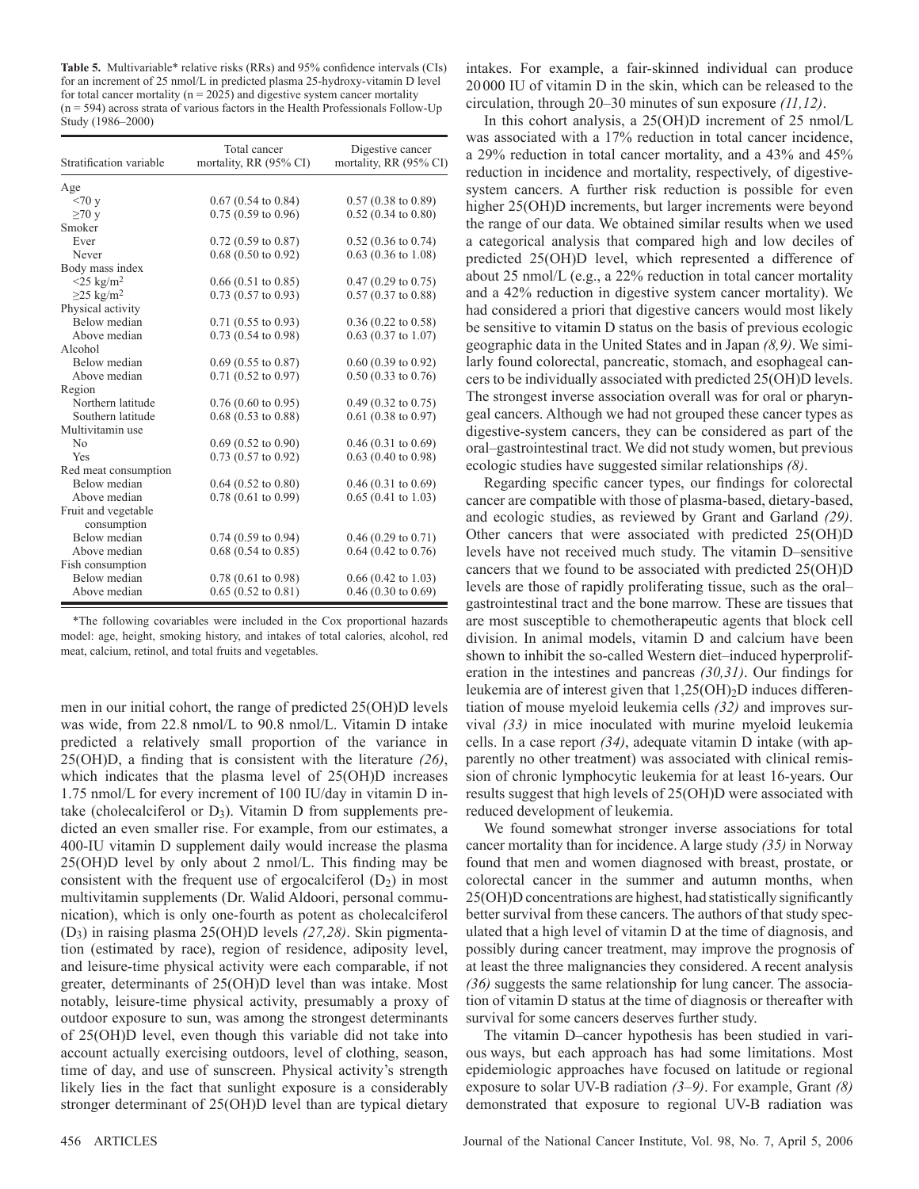**Table 5.** Multivariable* relative risks (RRs) and 95% confidence intervals (CIs) for an increment of 25 nmol/L in predicted plasma 25-hydroxy-vitamin D level for total cancer mortality (n = 2025) and digestive system cancer mortality (n = 594) across strata of various factors in the Health Professionals Follow-Up Study (1986–2000)

| Stratification variable | Total cancer mortality, RR (95% CI) | Digestive cancer mortality, RR (95% CI) |
|---|---|---|
| Age | | |
| <70 y | 0.67 (0.54 to 0.84) | 0.57 (0.38 to 0.89) |
| ≥70 y | 0.75 (0.59 to 0.96) | 0.52 (0.34 to 0.80) |
| Smoker | | |
| Ever | 0.72 (0.59 to 0.87) | 0.52 (0.36 to 0.74) |
| Never | 0.68 (0.50 to 0.92) | 0.63 (0.36 to 1.08) |
| Body mass index | | |
| <25 kg/m$^2$ | 0.66 (0.51 to 0.85) | 0.47 (0.29 to 0.75) |
| ≥25 kg/m$^2$ | 0.73 (0.57 to 0.93) | 0.57 (0.37 to 0.88) |
| Physical activity | | |
| Below median | 0.71 (0.55 to 0.93) | 0.36 (0.22 to 0.58) |
| Above median | 0.73 (0.54 to 0.98) | 0.63 (0.37 to 1.07) |
| Alcohol | | |
| Below median | 0.69 (0.55 to 0.87) | 0.60 (0.39 to 0.92) |
| Above median | 0.71 (0.52 to 0.97) | 0.50 (0.33 to 0.76) |
| Region | | |
| Northern latitude | 0.76 (0.60 to 0.95) | 0.49 (0.32 to 0.75) |
| Southern latitude | 0.68 (0.53 to 0.88) | 0.61 (0.38 to 0.97) |
| Multivitamin use | | |
| No | 0.69 (0.52 to 0.90) | 0.46 (0.31 to 0.69) |
| Yes | 0.73 (0.57 to 0.92) | 0.63 (0.40 to 0.98) |
| Red meat consumption | | |
| Below median | 0.64 (0.52 to 0.80) | 0.46 (0.31 to 0.69) |
| Above median | 0.78 (0.61 to 0.99) | 0.65 (0.41 to 1.03) |
| Fruit and vegetable consumption | | |
| Below median | 0.74 (0.59 to 0.94) | 0.46 (0.29 to 0.71) |
| Above median | 0.68 (0.54 to 0.85) | 0.64 (0.42 to 0.76) |
| Fish consumption | | |
| Below median | 0.78 (0.61 to 0.98) | 0.66 (0.42 to 1.03) |
| Above median | 0.65 (0.52 to 0.81) | 0.46 (0.30 to 0.69) |

*The following covariables were included in the Cox proportional hazards model: age, height, smoking history, and intakes of total calories, alcohol, red meat, calcium, retinol, and total fruits and vegetables.

men in our initial cohort, the range of predicted 25(OH)D levels was wide, from 22.8 nmol/L to 90.8 nmol/L. Vitamin D intake predicted a relatively small proportion of the variance in 25(OH)D, a finding that is consistent with the literature *(26)*, which indicates that the plasma level of 25(OH)D increases 1.75 nmol/L for every increment of 100 IU/day in vitamin D intake (cholecalciferol or $D_3$). Vitamin D from supplements predicted an even smaller rise. For example, from our estimates, a 400-IU vitamin D supplement daily would increase the plasma 25(OH)D level by only about 2 nmol/L. This finding may be consistent with the frequent use of ergocalciferol ($D_2$) in most multivitamin supplements (Dr. Walid Aldoori, personal communication), which is only one-fourth as potent as cholecalciferol ($D_3$) in raising plasma 25(OH)D levels *(27,28)*. Skin pigmentation (estimated by race), region of residence, adiposity level, and leisure-time physical activity were each comparable, if not greater, determinants of 25(OH)D level than was intake. Most notably, leisure-time physical activity, presumably a proxy of outdoor exposure to sun, was among the strongest determinants of 25(OH)D level, even though this variable did not take into account actually exercising outdoors, level of clothing, season, time of day, and use of sunscreen. Physical activity's strength likely lies in the fact that sunlight exposure is a considerably stronger determinant of 25(OH)D level than are typical dietary intakes. For example, a fair-skinned individual can produce 20 000 IU of vitamin D in the skin, which can be released to the circulation, through 20–30 minutes of sun exposure *(11,12)*.

In this cohort analysis, a 25(OH)D increment of 25 nmol/L was associated with a 17% reduction in total cancer incidence, a 29% reduction in total cancer mortality, and a 43% and 45% reduction in incidence and mortality, respectively, of digestive-system cancers. A further risk reduction is possible for even higher 25(OH)D increments, but larger increments were beyond the range of our data. We obtained similar results when we used a categorical analysis that compared high and low deciles of predicted 25(OH)D level, which represented a difference of about 25 nmol/L (e.g., a 22% reduction in total cancer mortality and a 42% reduction in digestive system cancer mortality). We had considered a priori that digestive cancers would most likely be sensitive to vitamin D status on the basis of previous ecologic geographic data in the United States and in Japan *(8,9)*. We similarly found colorectal, pancreatic, stomach, and esophageal cancers to be individually associated with predicted 25(OH)D levels. The strongest inverse association overall was for oral or pharyngeal cancers. Although we had not grouped these cancer types as digestive-system cancers, they can be considered as part of the oral–gastrointestinal tract. We did not study women, but previous ecologic studies have suggested similar relationships *(8)*.

Regarding specific cancer types, our findings for colorectal cancer are compatible with those of plasma-based, dietary-based, and ecologic studies, as reviewed by Grant and Garland *(29)*. Other cancers that were associated with predicted 25(OH)D levels have not received much study. The vitamin D–sensitive cancers that we found to be associated with predicted 25(OH)D levels are those of rapidly proliferating tissue, such as the oral–gastrointestinal tract and the bone marrow. These are tissues that are most susceptible to chemotherapeutic agents that block cell division. In animal models, vitamin D and calcium have been shown to inhibit the so-called Western diet–induced hyperproliferation in the intestines and pancreas *(30,31)*. Our findings for leukemia are of interest given that $1,25(OH)_2D$ induces differentiation of mouse myeloid leukemia cells *(32)* and improves survival *(33)* in mice inoculated with murine myeloid leukemia cells. In a case report *(34)*, adequate vitamin D intake (with apparently no other treatment) was associated with clinical remission of chronic lymphocytic leukemia for at least 16-years. Our results suggest that high levels of 25(OH)D were associated with reduced development of leukemia.

We found somewhat stronger inverse associations for total cancer mortality than for incidence. A large study *(35)* in Norway found that men and women diagnosed with breast, prostate, or colorectal cancer in the summer and autumn months, when 25(OH)D concentrations are highest, had statistically significantly better survival from these cancers. The authors of that study speculated that a high level of vitamin D at the time of diagnosis, and possibly during cancer treatment, may improve the prognosis of at least the three malignancies they considered. A recent analysis *(36)* suggests the same relationship for lung cancer. The association of vitamin D status at the time of diagnosis or thereafter with survival for some cancers deserves further study.

The vitamin D–cancer hypothesis has been studied in various ways, but each approach has had some limitations. Most epidemiologic approaches have focused on latitude or regional exposure to solar UV-B radiation *(3–9)*. For example, Grant *(8)* demonstrated that exposure to regional UV-B radiation was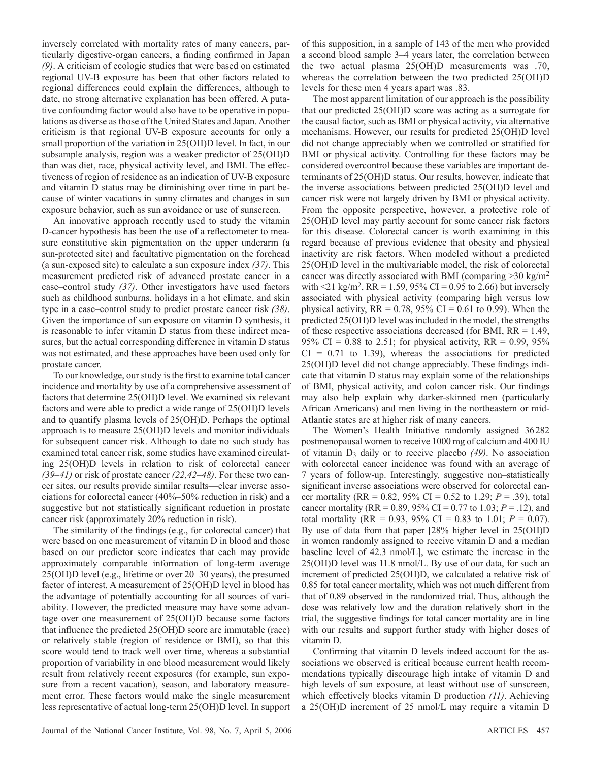inversely correlated with mortality rates of many cancers, particularly digestive-organ cancers, a finding confirmed in Japan *(9)*. A criticism of ecologic studies that were based on estimated regional UV-B exposure has been that other factors related to regional differences could explain the differences, although to date, no strong alternative explanation has been offered. A putative confounding factor would also have to be operative in populations as diverse as those of the United States and Japan. Another criticism is that regional UV-B exposure accounts for only a small proportion of the variation in 25(OH)D level. In fact, in our subsample analysis, region was a weaker predictor of 25(OH)D than was diet, race, physical activity level, and BMI. The effectiveness of region of residence as an indication of UV-B exposure and vitamin D status may be diminishing over time in part because of winter vacations in sunny climates and changes in sun exposure behavior, such as sun avoidance or use of sunscreen.

An innovative approach recently used to study the vitamin D-cancer hypothesis has been the use of a reflectometer to measure constitutive skin pigmentation on the upper underarm (a sun-protected site) and facultative pigmentation on the forehead (a sun-exposed site) to calculate a sun exposure index *(37)*. This measurement predicted risk of advanced prostate cancer in a case–control study *(37)*. Other investigators have used factors such as childhood sunburns, holidays in a hot climate, and skin type in a case–control study to predict prostate cancer risk *(38)*. Given the importance of sun exposure on vitamin D synthesis, it is reasonable to infer vitamin D status from these indirect measures, but the actual corresponding difference in vitamin D status was not estimated, and these approaches have been used only for prostate cancer.

To our knowledge, our study is the first to examine total cancer incidence and mortality by use of a comprehensive assessment of factors that determine 25(OH)D level. We examined six relevant factors and were able to predict a wide range of 25(OH)D levels and to quantify plasma levels of 25(OH)D. Perhaps the optimal approach is to measure 25(OH)D levels and monitor individuals for subsequent cancer risk. Although to date no such study has examined total cancer risk, some studies have examined circulating 25(OH)D levels in relation to risk of colorectal cancer *(39–41)* or risk of prostate cancer *(22,42–48)*. For these two cancer sites, our results provide similar results—clear inverse associations for colorectal cancer (40%–50% reduction in risk) and a suggestive but not statistically significant reduction in prostate cancer risk (approximately 20% reduction in risk).

The similarity of the findings (e.g., for colorectal cancer) that were based on one measurement of vitamin D in blood and those based on our predictor score indicates that each may provide approximately comparable information of long-term average 25(OH)D level (e.g., lifetime or over 20–30 years), the presumed factor of interest. A measurement of 25(OH)D level in blood has the advantage of potentially accounting for all sources of variability. However, the predicted measure may have some advantage over one measurement of 25(OH)D because some factors that influence the predicted 25(OH)D score are immutable (race) or relatively stable (region of residence or BMI), so that this score would tend to track well over time, whereas a substantial proportion of variability in one blood measurement would likely result from relatively recent exposures (for example, sun exposure from a recent vacation), season, and laboratory measurement error. These factors would make the single measurement less representative of actual long-term 25(OH)D level. In support of this supposition, in a sample of 143 of the men who provided a second blood sample 3–4 years later, the correlation between the two actual plasma 25(OH)D measurements was .70, whereas the correlation between the two predicted 25(OH)D levels for these men 4 years apart was .83.

The most apparent limitation of our approach is the possibility that our predicted 25(OH)D score was acting as a surrogate for the causal factor, such as BMI or physical activity, via alternative mechanisms. However, our results for predicted 25(OH)D level did not change appreciably when we controlled or stratified for BMI or physical activity. Controlling for these factors may be considered overcontrol because these variables are important determinants of 25(OH)D status. Our results, however, indicate that the inverse associations between predicted 25(OH)D level and cancer risk were not largely driven by BMI or physical activity. From the opposite perspective, however, a protective role of 25(OH)D level may partly account for some cancer risk factors for this disease. Colorectal cancer is worth examining in this regard because of previous evidence that obesity and physical inactivity are risk factors. When modeled without a predicted 25(OH)D level in the multivariable model, the risk of colorectal cancer was directly associated with BMI (comparing >30 kg/m$^2$ with <21 kg/m$^2$, RR = 1.59, 95% CI = 0.95 to 2.66) but inversely associated with physical activity (comparing high versus low physical activity, RR = 0.78, 95% CI = 0.61 to 0.99). When the predicted 25(OH)D level was included in the model, the strengths of these respective associations decreased (for BMI, RR = 1.49, 95% CI = 0.88 to 2.51; for physical activity, RR = 0.99, 95% CI = 0.71 to 1.39), whereas the associations for predicted 25(OH)D level did not change appreciably. These findings indicate that vitamin D status may explain some of the relationships of BMI, physical activity, and colon cancer risk. Our findings may also help explain why darker-skinned men (particularly African Americans) and men living in the northeastern or mid-Atlantic states are at higher risk of many cancers.

The Women's Health Initiative randomly assigned 36 282 postmenopausal women to receive 1000 mg of calcium and 400 IU of vitamin $D_3$ daily or to receive placebo *(49)*. No association with colorectal cancer incidence was found with an average of 7 years of follow-up. Interestingly, suggestive non–statistically significant inverse associations were observed for colorectal cancer mortality (RR = 0.82, 95% CI = 0.52 to 1.29; $P$ = .39), total cancer mortality (RR = 0.89, 95% CI = 0.77 to 1.03; $P$ = .12), and total mortality (RR = 0.93, 95% CI = 0.83 to 1.01; $P$ = 0.07). By use of data from that paper [28% higher level in 25(OH)D in women randomly assigned to receive vitamin D and a median baseline level of 42.3 nmol/L], we estimate the increase in the 25(OH)D level was 11.8 nmol/L. By use of our data, for such an increment of predicted 25(OH)D, we calculated a relative risk of 0.85 for total cancer mortality, which was not much different from that of 0.89 observed in the randomized trial. Thus, although the dose was relatively low and the duration relatively short in the trial, the suggestive findings for total cancer mortality are in line with our results and support further study with higher doses of vitamin D.

Confirming that vitamin D levels indeed account for the associations we observed is critical because current health recommendations typically discourage high intake of vitamin D and high levels of sun exposure, at least without use of sunscreen, which effectively blocks vitamin D production *(11)*. Achieving a 25(OH)D increment of 25 nmol/L may require a vitamin D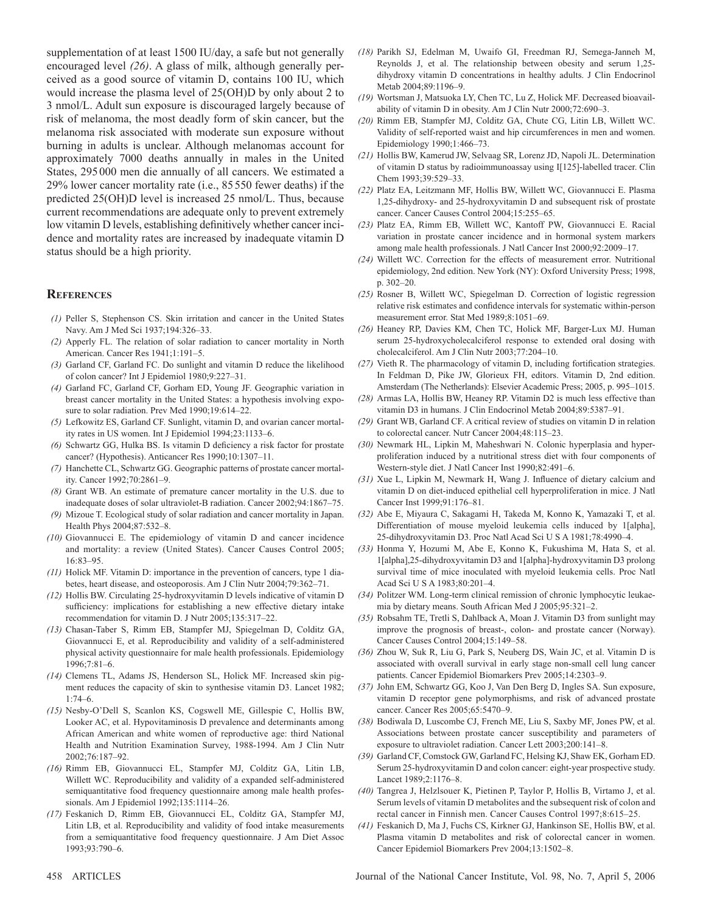supplementation of at least 1500 IU/day, a safe but not generally encouraged level *(26)*. A glass of milk, although generally perceived as a good source of vitamin D, contains 100 IU, which would increase the plasma level of 25(OH)D by only about 2 to 3 nmol/L. Adult sun exposure is discouraged largely because of risk of melanoma, the most deadly form of skin cancer, but the melanoma risk associated with moderate sun exposure without burning in adults is unclear. Although melanomas account for approximately 7000 deaths annually in males in the United States, 295 000 men die annually of all cancers. We estimated a 29% lower cancer mortality rate (i.e., 85 550 fewer deaths) if the predicted 25(OH)D level is increased 25 nmol/L. Thus, because current recommendations are adequate only to prevent extremely low vitamin D levels, establishing definitively whether cancer incidence and mortality rates are increased by inadequate vitamin D status should be a high priority.

## References

*(1)* Peller S, Stephenson CS. Skin irritation and cancer in the United States Navy. Am J Med Sci 1937;194:326–33.

*(2)* Apperly FL. The relation of solar radiation to cancer mortality in North American. Cancer Res 1941;1:191–5.

*(3)* Garland CF, Garland FC. Do sunlight and vitamin D reduce the likelihood of colon cancer? Int J Epidemiol 1980;9:227–31.

*(4)* Garland FC, Garland CF, Gorham ED, Young JF. Geographic variation in breast cancer mortality in the United States: a hypothesis involving exposure to solar radiation. Prev Med 1990;19:614–22.

*(5)* Lefkowitz ES, Garland CF. Sunlight, vitamin D, and ovarian cancer mortality rates in US women. Int J Epidemiol 1994;23:1133–6.

*(6)* Schwartz GG, Hulka BS. Is vitamin D deficiency a risk factor for prostate cancer? (Hypothesis). Anticancer Res 1990;10:1307–11.

*(7)* Hanchette CL, Schwartz GG. Geographic patterns of prostate cancer mortality. Cancer 1992;70:2861–9.

*(8)* Grant WB. An estimate of premature cancer mortality in the U.S. due to inadequate doses of solar ultraviolet-B radiation. Cancer 2002;94:1867–75.

*(9)* Mizoue T. Ecological study of solar radiation and cancer mortality in Japan. Health Phys 2004;87:532–8.

*(10)* Giovannucci E. The epidemiology of vitamin D and cancer incidence and mortality: a review (United States). Cancer Causes Control 2005; 16:83–95.

*(11)* Holick MF. Vitamin D: importance in the prevention of cancers, type 1 diabetes, heart disease, and osteoporosis. Am J Clin Nutr 2004;79:362–71.

*(12)* Hollis BW. Circulating 25-hydroxyvitamin D levels indicative of vitamin D sufficiency: implications for establishing a new effective dietary intake recommendation for vitamin D. J Nutr 2005;135:317–22.

*(13)* Chasan-Taber S, Rimm EB, Stampfer MJ, Spiegelman D, Colditz GA, Giovannucci E, et al. Reproducibility and validity of a self-administered physical activity questionnaire for male health professionals. Epidemiology 1996;7:81–6.

*(14)* Clemens TL, Adams JS, Henderson SL, Holick MF. Increased skin pigment reduces the capacity of skin to synthesise vitamin D3. Lancet 1982; 1:74–6.

*(15)* Nesby-O'Dell S, Scanlon KS, Cogswell ME, Gillespie C, Hollis BW, Looker AC, et al. Hypovitaminosis D prevalence and determinants among African American and white women of reproductive age: third National Health and Nutrition Examination Survey, 1988-1994. Am J Clin Nutr 2002;76:187–92.

*(16)* Rimm EB, Giovannucci EL, Stampfer MJ, Colditz GA, Litin LB, Willett WC. Reproducibility and validity of a expanded self-administered semiquantitative food frequency questionnaire among male health professionals. Am J Epidemiol 1992;135:1114–26.

*(17)* Feskanich D, Rimm EB, Giovannucci EL, Colditz GA, Stampfer MJ, Litin LB, et al. Reproducibility and validity of food intake measurements from a semiquantitative food frequency questionnaire. J Am Diet Assoc 1993;93:790–6.

*(18)* Parikh SJ, Edelman M, Uwaifo GI, Freedman RJ, Semega-Janneh M, Reynolds J, et al. The relationship between obesity and serum 1,25-dihydroxy vitamin D concentrations in healthy adults. J Clin Endocrinol Metab 2004;89:1196–9.

*(19)* Wortsman J, Matsuoka LY, Chen TC, Lu Z, Holick MF. Decreased bioavailability of vitamin D in obesity. Am J Clin Nutr 2000;72:690–3.

*(20)* Rimm EB, Stampfer MJ, Colditz GA, Chute CG, Litin LB, Willett WC. Validity of self-reported waist and hip circumferences in men and women. Epidemiology 1990;1:466–73.

*(21)* Hollis BW, Kamerud JW, Selvaag SR, Lorenz JD, Napoli JL. Determination of vitamin D status by radioimmunoassay using I[125]-labelled tracer. Clin Chem 1993;39:529–33.

*(22)* Platz EA, Leitzmann MF, Hollis BW, Willett WC, Giovannucci E. Plasma 1,25-dihydroxy- and 25-hydroxyvitamin D and subsequent risk of prostate cancer. Cancer Causes Control 2004;15:255–65.

*(23)* Platz EA, Rimm EB, Willett WC, Kantoff PW, Giovannucci E. Racial variation in prostate cancer incidence and in hormonal system markers among male health professionals. J Natl Cancer Inst 2000;92:2009–17.

*(24)* Willett WC. Correction for the effects of measurement error. Nutritional epidemiology, 2nd edition. New York (NY): Oxford University Press; 1998, p. 302–20.

*(25)* Rosner B, Willett WC, Spiegelman D. Correction of logistic regression relative risk estimates and confidence intervals for systematic within-person measurement error. Stat Med 1989;8:1051–69.

*(26)* Heaney RP, Davies KM, Chen TC, Holick MF, Barger-Lux MJ. Human serum 25-hydroxycholecalciferol response to extended oral dosing with cholecalciferol. Am J Clin Nutr 2003;77:204–10.

*(27)* Vieth R. The pharmacology of vitamin D, including fortification strategies. In Feldman D, Pike JW, Glorieux FH, editors. Vitamin D, 2nd edition. Amsterdam (The Netherlands): Elsevier Academic Press; 2005, p. 995–1015.

*(28)* Armas LA, Hollis BW, Heaney RP. Vitamin D2 is much less effective than vitamin D3 in humans. J Clin Endocrinol Metab 2004;89:5387–91.

*(29)* Grant WB, Garland CF. A critical review of studies on vitamin D in relation to colorectal cancer. Nutr Cancer 2004;48:115–23.

*(30)* Newmark HL, Lipkin M, Maheshwari N. Colonic hyperplasia and hyperproliferation induced by a nutritional stress diet with four components of Western-style diet. J Natl Cancer Inst 1990;82:491–6.

*(31)* Xue L, Lipkin M, Newmark H, Wang J. Influence of dietary calcium and vitamin D on diet-induced epithelial cell hyperproliferation in mice. J Natl Cancer Inst 1999;91:176–81.

*(32)* Abe E, Miyaura C, Sakagami H, Takeda M, Konno K, Yamazaki T, et al. Differentiation of mouse myeloid leukemia cells induced by 1[alpha], 25-dihydroxyvitamin D3. Proc Natl Acad Sci U S A 1981;78:4990–4.

*(33)* Honma Y, Hozumi M, Abe E, Konno K, Fukushima M, Hata S, et al. 1[alpha],25-dihydroxyvitamin D3 and 1[alpha]-hydroxyvitamin D3 prolong survival time of mice inoculated with myeloid leukemia cells. Proc Natl Acad Sci U S A 1983;80:201–4.

*(34)* Politzer WM. Long-term clinical remission of chronic lymphocytic leukaemia by dietary means. South African Med J 2005;95:321–2.

*(35)* Robsahm TE, Tretli S, Dahlback A, Moan J. Vitamin D3 from sunlight may improve the prognosis of breast-, colon- and prostate cancer (Norway). Cancer Causes Control 2004;15:149–58.

*(36)* Zhou W, Suk R, Liu G, Park S, Neuberg DS, Wain JC, et al. Vitamin D is associated with overall survival in early stage non-small cell lung cancer patients. Cancer Epidemiol Biomarkers Prev 2005;14:2303–9.

*(37)* John EM, Schwartz GG, Koo J, Van Den Berg D, Ingles SA. Sun exposure, vitamin D receptor gene polymorphisms, and risk of advanced prostate cancer. Cancer Res 2005;65:5470–9.

*(38)* Bodiwala D, Luscombe CJ, French ME, Liu S, Saxby MF, Jones PW, et al. Associations between prostate cancer susceptibility and parameters of exposure to ultraviolet radiation. Cancer Lett 2003;200:141–8.

*(39)* Garland CF, Comstock GW, Garland FC, Helsing KJ, Shaw EK, Gorham ED. Serum 25-hydroxyvitamin D and colon cancer: eight-year prospective study. Lancet 1989;2:1176–8.

*(40)* Tangrea J, Helzlsouer K, Pietinen P, Taylor P, Hollis B, Virtamo J, et al. Serum levels of vitamin D metabolites and the subsequent risk of colon and rectal cancer in Finnish men. Cancer Causes Control 1997;8:615–25.

*(41)* Feskanich D, Ma J, Fuchs CS, Kirkner GJ, Hankinson SE, Hollis BW, et al. Plasma vitamin D metabolites and risk of colorectal cancer in women. Cancer Epidemiol Biomarkers Prev 2004;13:1502–8.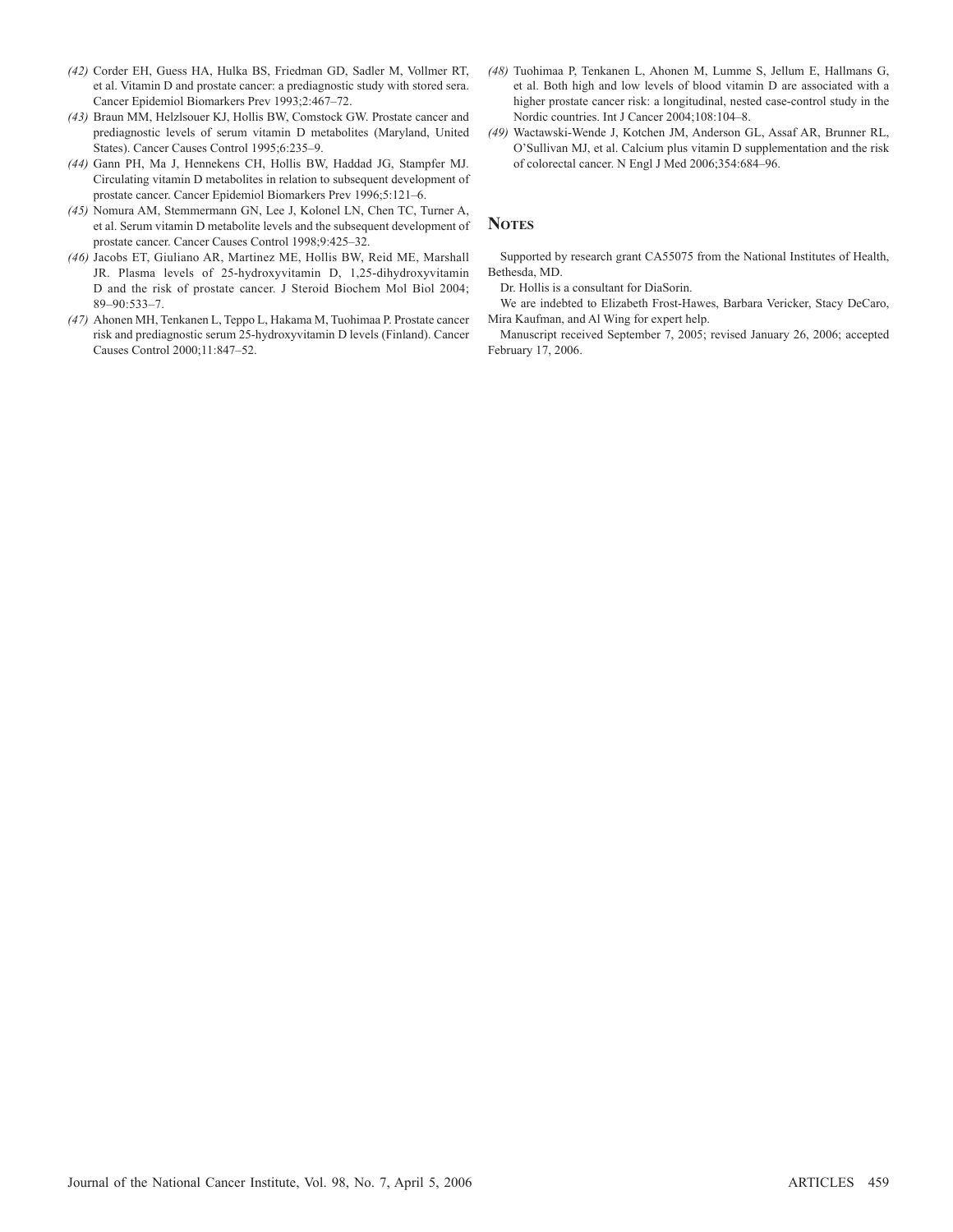(42) Corder EH, Guess HA, Hulka BS, Friedman GD, Sadler M, Vollmer RT, et al. Vitamin D and prostate cancer: a prediagnostic study with stored sera. Cancer Epidemiol Biomarkers Prev 1993;2:467–72.

(43) Braun MM, Helzlsouer KJ, Hollis BW, Comstock GW. Prostate cancer and prediagnostic levels of serum vitamin D metabolites (Maryland, United States). Cancer Causes Control 1995;6:235–9.

(44) Gann PH, Ma J, Hennekens CH, Hollis BW, Haddad JG, Stampfer MJ. Circulating vitamin D metabolites in relation to subsequent development of prostate cancer. Cancer Epidemiol Biomarkers Prev 1996;5:121–6.

(45) Nomura AM, Stemmermann GN, Lee J, Kolonel LN, Chen TC, Turner A, et al. Serum vitamin D metabolite levels and the subsequent development of prostate cancer. Cancer Causes Control 1998;9:425–32.

(46) Jacobs ET, Giuliano AR, Martinez ME, Hollis BW, Reid ME, Marshall JR. Plasma levels of 25-hydroxyvitamin D, 1,25-dihydroxyvitamin D and the risk of prostate cancer. J Steroid Biochem Mol Biol 2004; 89–90:533–7.

(47) Ahonen MH, Tenkanen L, Teppo L, Hakama M, Tuohimaa P. Prostate cancer risk and prediagnostic serum 25-hydroxyvitamin D levels (Finland). Cancer Causes Control 2000;11:847–52.

(48) Tuohimaa P, Tenkanen L, Ahonen M, Lumme S, Jellum E, Hallmans G, et al. Both high and low levels of blood vitamin D are associated with a higher prostate cancer risk: a longitudinal, nested case-control study in the Nordic countries. Int J Cancer 2004;108:104–8.

(49) Wactawski-Wende J, Kotchen JM, Anderson GL, Assaf AR, Brunner RL, O'Sullivan MJ, et al. Calcium plus vitamin D supplementation and the risk of colorectal cancer. N Engl J Med 2006;354:684–96.

## Notes

Supported by research grant CA55075 from the National Institutes of Health, Bethesda, MD.

Dr. Hollis is a consultant for DiaSorin.

We are indebted to Elizabeth Frost-Hawes, Barbara Vericker, Stacy DeCaro, Mira Kaufman, and Al Wing for expert help.

Manuscript received September 7, 2005; revised January 26, 2006; accepted February 17, 2006.